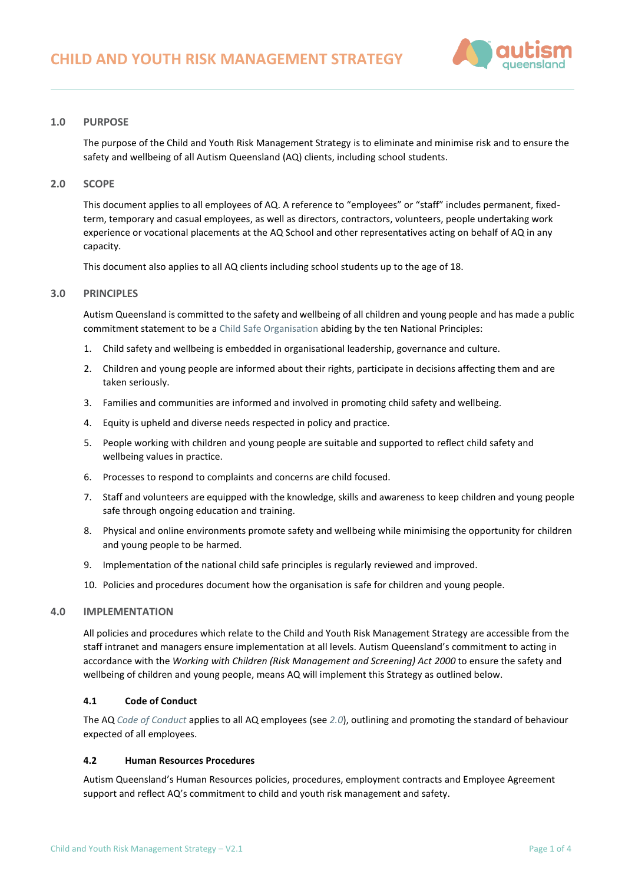# CHILD AND YOUTH RISK MANAGEMENT STRATEGY

## 1.0 PURPOSE

The purpose of the Child and Youth Risk Management Strategy is to eliminate and minimise risk and to ensure the safety and wellbeing of all Autism Queensland (AQ) clients, including school students.

## 2.0 SCOPE

This document applies to all employees of AQ. A reference to "employees" or "staff" includes permanent, fixed-term, temporary and casual employees, as well as directors, contractors, volunteers, people undertaking work experience or vocational placements at the AQ School and other representatives acting on behalf of AQ in any capacity.

This document also applies to all AQ clients including school students up to the age of 18.

## 3.0 PRINCIPLES

Autism Queensland is committed to the safety and wellbeing of all children and young people and has made a public commitment statement to be a Child Safe Organisation abiding by the ten National Principles:

1. Child safety and wellbeing is embedded in organisational leadership, governance and culture.
2. Children and young people are informed about their rights, participate in decisions affecting them and are taken seriously.
3. Families and communities are informed and involved in promoting child safety and wellbeing.
4. Equity is upheld and diverse needs respected in policy and practice.
5. People working with children and young people are suitable and supported to reflect child safety and wellbeing values in practice.
6. Processes to respond to complaints and concerns are child focused.
7. Staff and volunteers are equipped with the knowledge, skills and awareness to keep children and young people safe through ongoing education and training.
8. Physical and online environments promote safety and wellbeing while minimising the opportunity for children and young people to be harmed.
9. Implementation of the national child safe principles is regularly reviewed and improved.
10. Policies and procedures document how the organisation is safe for children and young people.

## 4.0 IMPLEMENTATION

All policies and procedures which relate to the Child and Youth Risk Management Strategy are accessible from the staff intranet and managers ensure implementation at all levels. Autism Queensland's commitment to acting in accordance with the *Working with Children (Risk Management and Screening) Act 2000* to ensure the safety and wellbeing of children and young people, means AQ will implement this Strategy as outlined below.

### 4.1 Code of Conduct

The AQ *Code of Conduct* applies to all AQ employees (see *2.0*), outlining and promoting the standard of behaviour expected of all employees.

### 4.2 Human Resources Procedures

Autism Queensland's Human Resources policies, procedures, employment contracts and Employee Agreement support and reflect AQ's commitment to child and youth risk management and safety.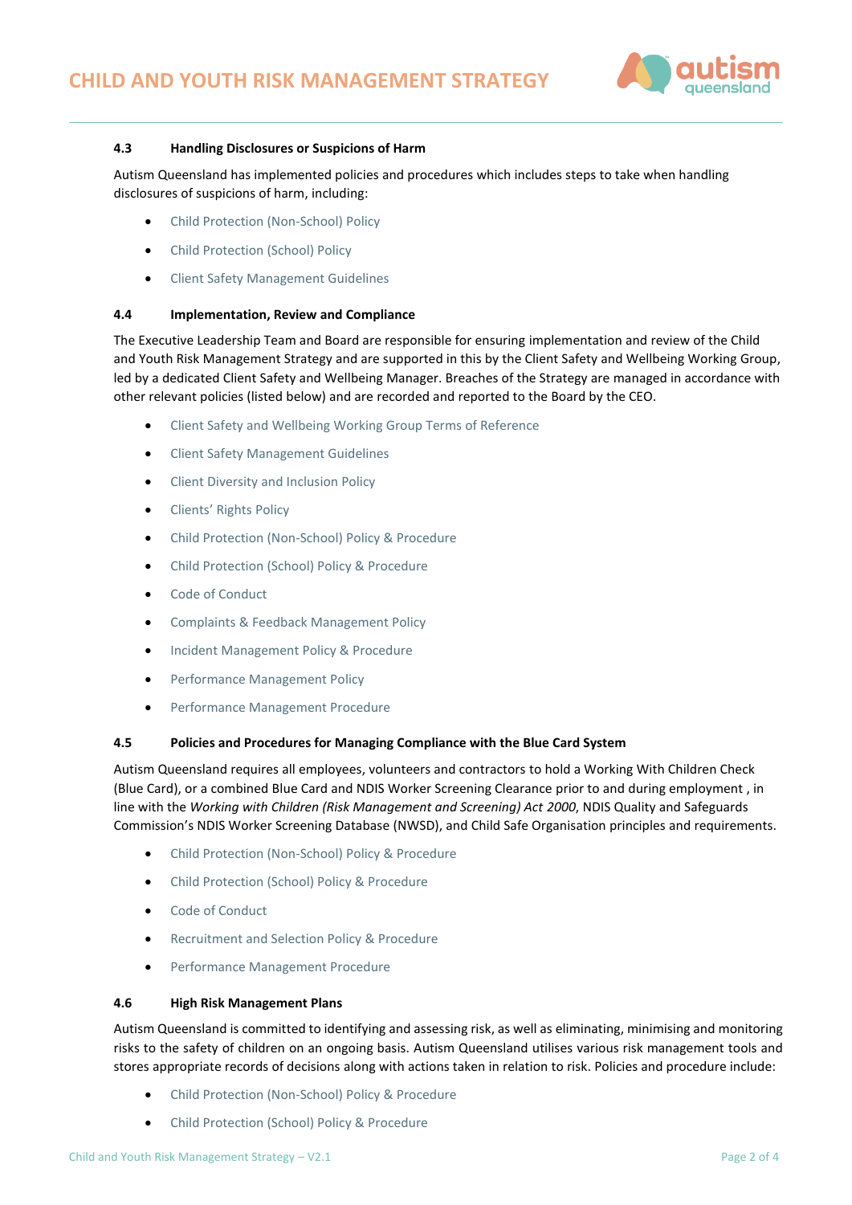### 4.3 Handling Disclosures or Suspicions of Harm

Autism Queensland has implemented policies and procedures which includes steps to take when handling disclosures of suspicions of harm, including:

- Child Protection (Non-School) Policy
- Child Protection (School) Policy
- Client Safety Management Guidelines

### 4.4 Implementation, Review and Compliance

The Executive Leadership Team and Board are responsible for ensuring implementation and review of the Child and Youth Risk Management Strategy and are supported in this by the Client Safety and Wellbeing Working Group, led by a dedicated Client Safety and Wellbeing Manager. Breaches of the Strategy are managed in accordance with other relevant policies (listed below) and are recorded and reported to the Board by the CEO.

- Client Safety and Wellbeing Working Group Terms of Reference
- Client Safety Management Guidelines
- Client Diversity and Inclusion Policy
- Clients' Rights Policy
- Child Protection (Non-School) Policy & Procedure
- Child Protection (School) Policy & Procedure
- Code of Conduct
- Complaints & Feedback Management Policy
- Incident Management Policy & Procedure
- Performance Management Policy
- Performance Management Procedure

### 4.5 Policies and Procedures for Managing Compliance with the Blue Card System

Autism Queensland requires all employees, volunteers and contractors to hold a Working With Children Check (Blue Card), or a combined Blue Card and NDIS Worker Screening Clearance prior to and during employment , in line with the *Working with Children (Risk Management and Screening) Act 2000*, NDIS Quality and Safeguards Commission's NDIS Worker Screening Database (NWSD), and Child Safe Organisation principles and requirements.

- Child Protection (Non-School) Policy & Procedure
- Child Protection (School) Policy & Procedure
- Code of Conduct
- Recruitment and Selection Policy & Procedure
- Performance Management Procedure

### 4.6 High Risk Management Plans

Autism Queensland is committed to identifying and assessing risk, as well as eliminating, minimising and monitoring risks to the safety of children on an ongoing basis. Autism Queensland utilises various risk management tools and stores appropriate records of decisions along with actions taken in relation to risk. Policies and procedure include:

- Child Protection (Non-School) Policy & Procedure
- Child Protection (School) Policy & Procedure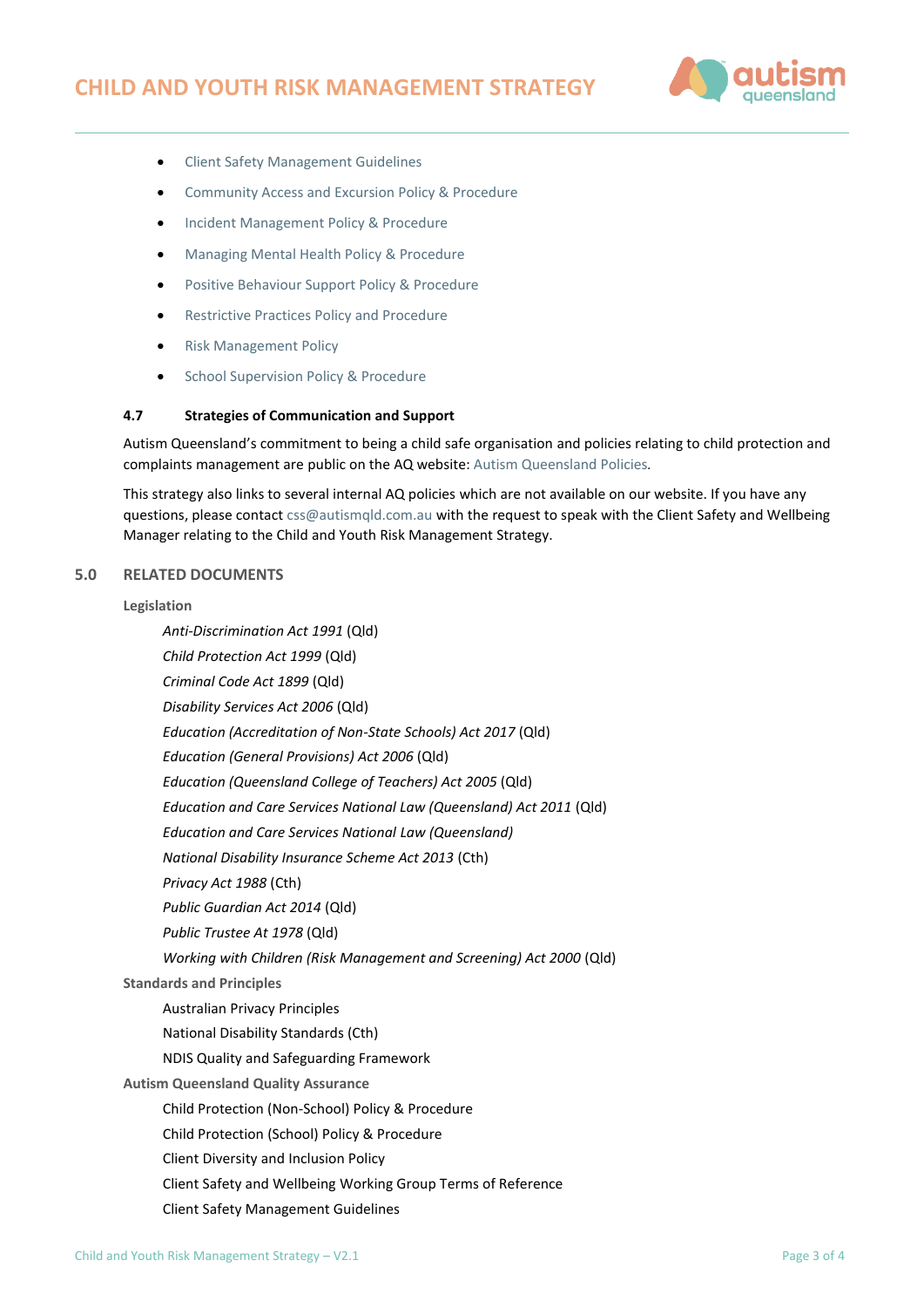- Client Safety Management Guidelines
- Community Access and Excursion Policy & Procedure
- Incident Management Policy & Procedure
- Managing Mental Health Policy & Procedure
- Positive Behaviour Support Policy & Procedure
- Restrictive Practices Policy and Procedure
- Risk Management Policy
- School Supervision Policy & Procedure

### 4.7 Strategies of Communication and Support

Autism Queensland's commitment to being a child safe organisation and policies relating to child protection and complaints management are public on the AQ website: Autism Queensland Policies.

This strategy also links to several internal AQ policies which are not available on our website. If you have any questions, please contact css@autismqld.com.au with the request to speak with the Client Safety and Wellbeing Manager relating to the Child and Youth Risk Management Strategy.

## 5.0 RELATED DOCUMENTS

**Legislation**

*Anti-Discrimination Act 1991* (Qld)
*Child Protection Act 1999* (Qld)
*Criminal Code Act 1899* (Qld)
*Disability Services Act 2006* (Qld)
*Education (Accreditation of Non-State Schools) Act 2017* (Qld)
*Education (General Provisions) Act 2006* (Qld)
*Education (Queensland College of Teachers) Act 2005* (Qld)
*Education and Care Services National Law (Queensland) Act 2011* (Qld)
*Education and Care Services National Law (Queensland)*
*National Disability Insurance Scheme Act 2013* (Cth)
*Privacy Act 1988* (Cth)
*Public Guardian Act 2014* (Qld)
*Public Trustee At 1978* (Qld)
*Working with Children (Risk Management and Screening) Act 2000* (Qld)

**Standards and Principles**

Australian Privacy Principles
National Disability Standards (Cth)
NDIS Quality and Safeguarding Framework

**Autism Queensland Quality Assurance**

Child Protection (Non-School) Policy & Procedure
Child Protection (School) Policy & Procedure
Client Diversity and Inclusion Policy
Client Safety and Wellbeing Working Group Terms of Reference
Client Safety Management Guidelines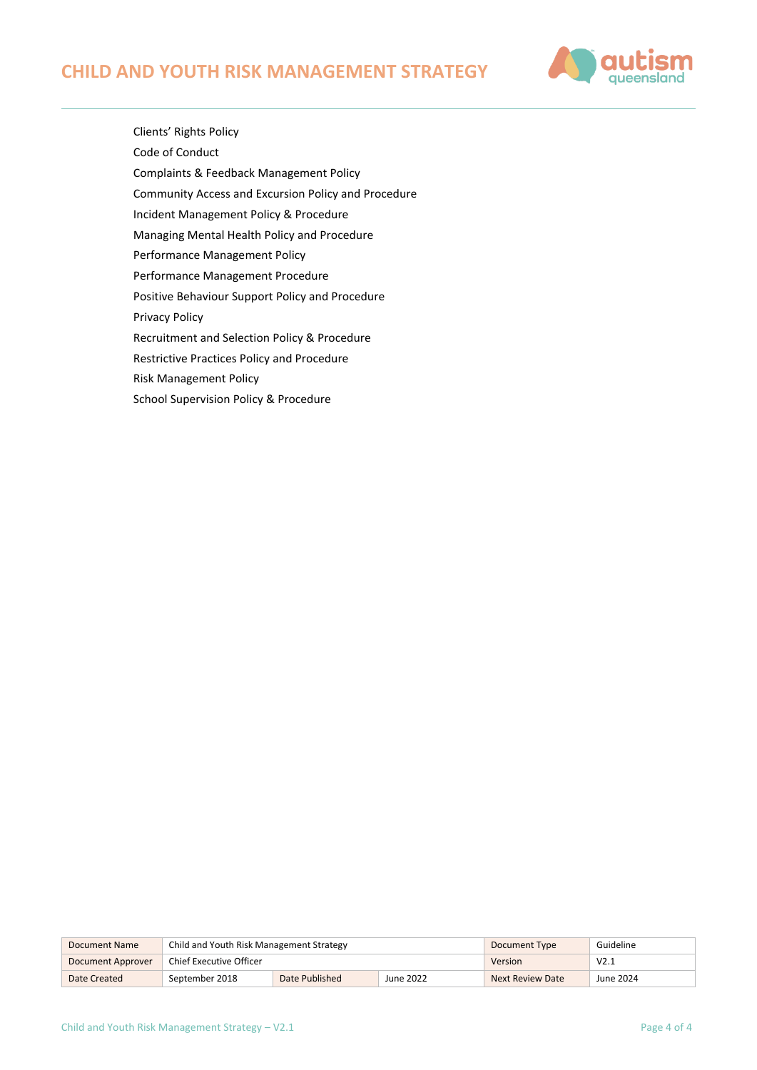Clients' Rights Policy

Code of Conduct

Complaints & Feedback Management Policy

Community Access and Excursion Policy and Procedure

Incident Management Policy & Procedure

Managing Mental Health Policy and Procedure

Performance Management Policy

Performance Management Procedure

Positive Behaviour Support Policy and Procedure

Privacy Policy

Recruitment and Selection Policy & Procedure

Restrictive Practices Policy and Procedure

Risk Management Policy

School Supervision Policy & Procedure

| | | | | | |
|---|---|---|---|---|---|
| Document Name | Child and Youth Risk Management Strategy | | | Document Type | Guideline |
| Document Approver | Chief Executive Officer | | | Version | V2.1 |
| Date Created | September 2018 | Date Published | June 2022 | Next Review Date | June 2024 |